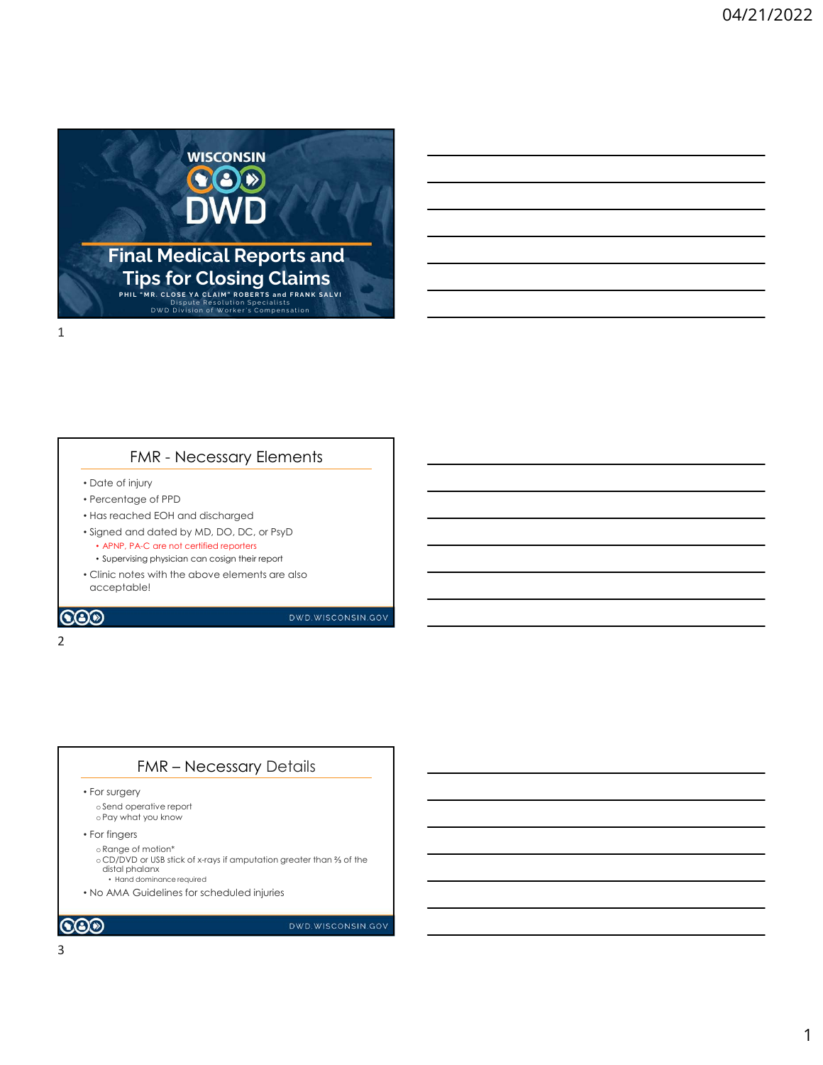# Final Medical Reports and Tips for Closing Claims

PHIL "MR. CLOSE YA CLAIM" ROBERTS and FRANK SALVI
Dispute Resolution Specialists
DWD Division of Worker's Compensation

## FMR - Necessary Elements

- Date of injury
- Percentage of PPD
- Has reached EOH and discharged
- Signed and dated by MD, DO, DC, or PsyD
  - APNP, PA-C are not certified reporters
  - Supervising physician can cosign their report
- Clinic notes with the above elements are also acceptable!

## FMR – Necessary Details

- For surgery
  - Send operative report
  - Pay what you know
- For fingers
  - Range of motion*
  - CD/DVD or USB stick of x-rays if amputation greater than ⅔ of the distal phalanx
    - Hand dominance required
- No AMA Guidelines for scheduled injuries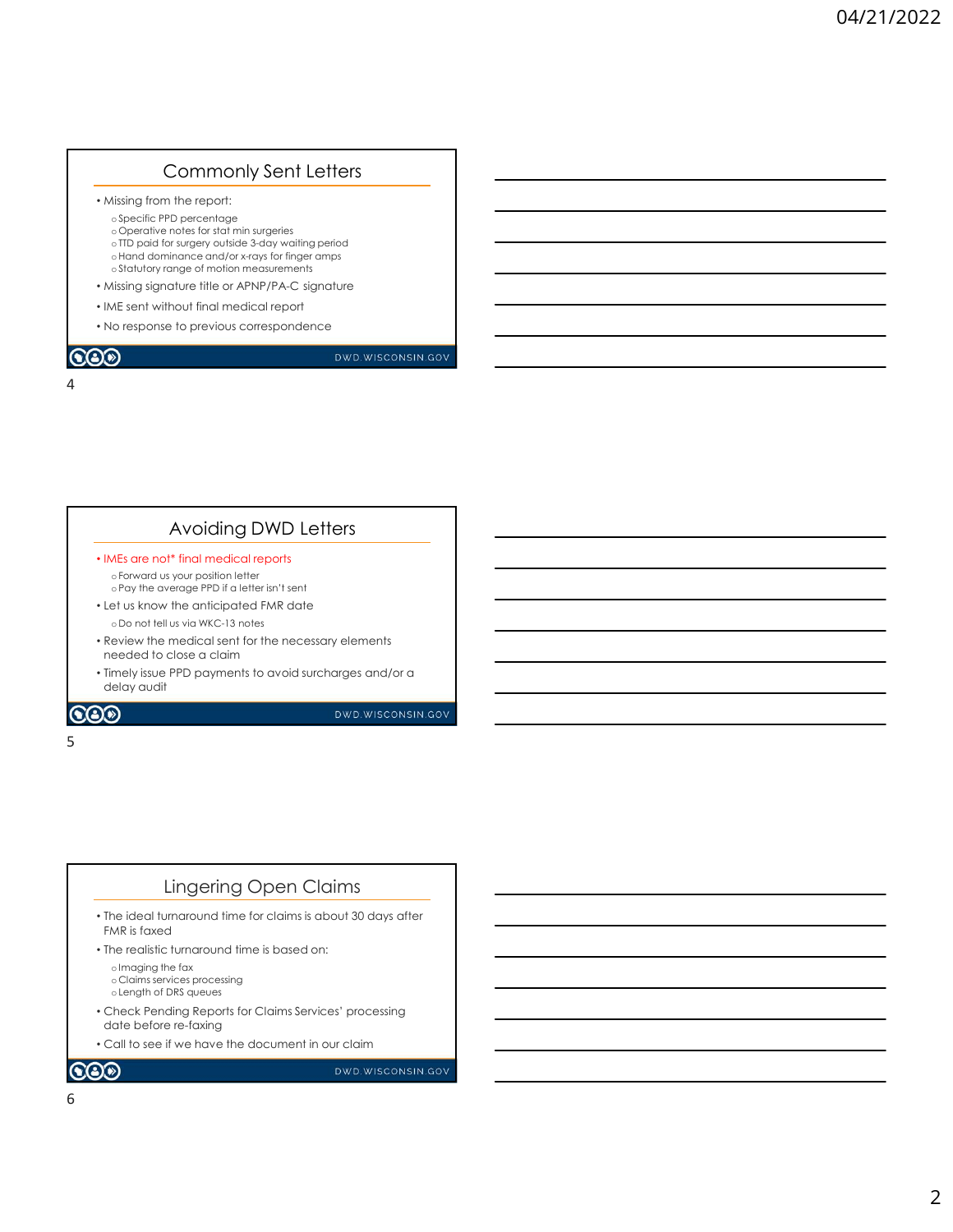## Commonly Sent Letters

- Missing from the report:
  - Specific PPD percentage
  - Operative notes for stat min surgeries
  - TTD paid for surgery outside 3-day waiting period
  - Hand dominance and/or x-rays for finger amps
  - Statutory range of motion measurements
- Missing signature title or APNP/PA-C signature
- IME sent without final medical report
- No response to previous correspondence

DWD.WISCONSIN.GOV

## Avoiding DWD Letters

- IMEs are not* final medical reports
  - Forward us your position letter
  - Pay the average PPD if a letter isn't sent
- Let us know the anticipated FMR date
  - Do not tell us via WKC-13 notes
- Review the medical sent for the necessary elements needed to close a claim
- Timely issue PPD payments to avoid surcharges and/or a delay audit

DWD.WISCONSIN.GOV

## Lingering Open Claims

- The ideal turnaround time for claims is about 30 days after FMR is faxed
- The realistic turnaround time is based on:
  - Imaging the fax
  - Claims services processing
  - Length of DRS queues
- Check Pending Reports for Claims Services' processing date before re-faxing
- Call to see if we have the document in our claim

DWD.WISCONSIN.GOV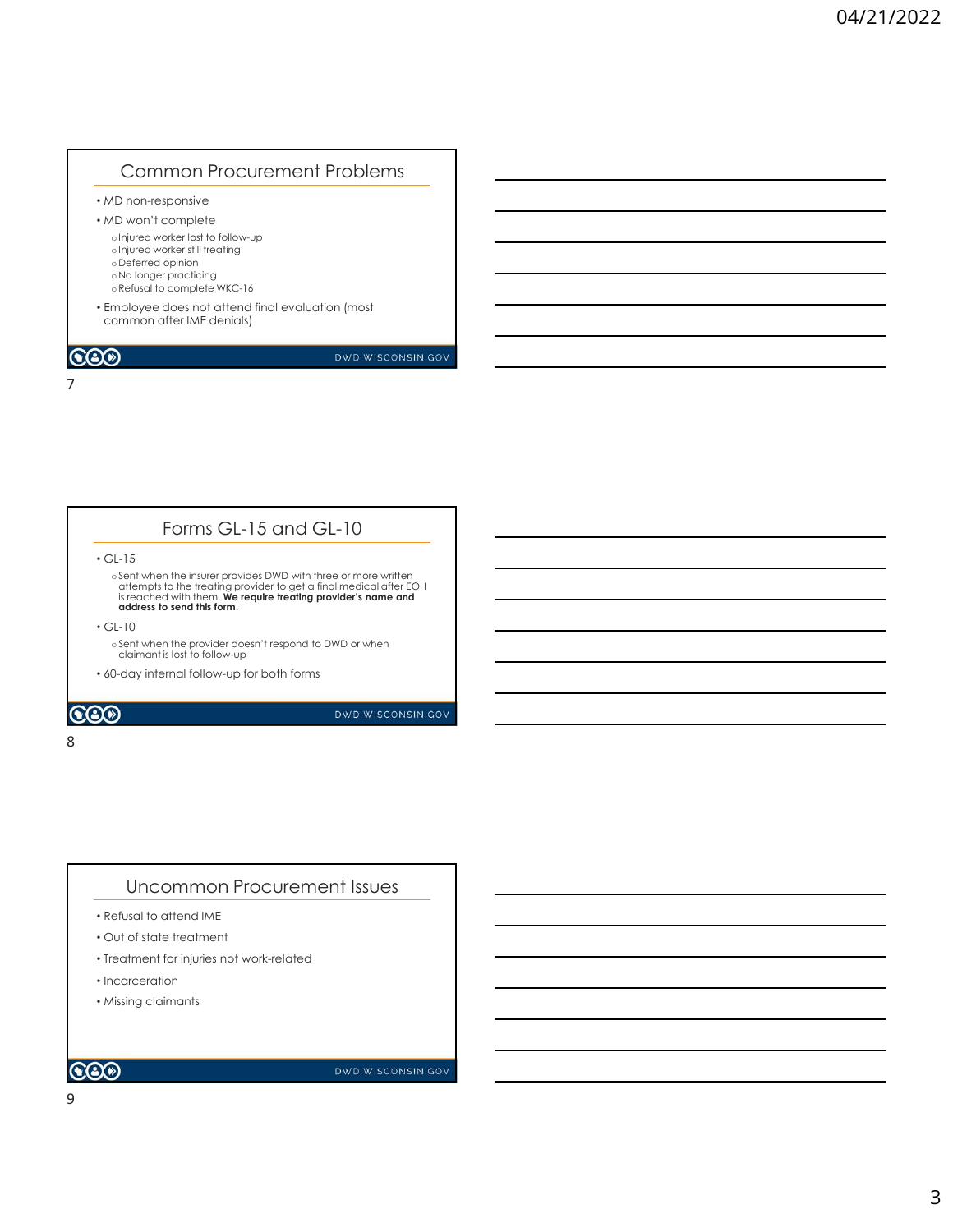## Common Procurement Problems

- MD non-responsive
- MD won't complete
  - Injured worker lost to follow-up
  - Injured worker still treating
  - Deferred opinion
  - No longer practicing
  - Refusal to complete WKC-16
- Employee does not attend final evaluation (most common after IME denials)

## Forms GL-15 and GL-10

- GL-15
  - Sent when the insurer provides DWD with three or more written attempts to the treating provider to get a final medical after EOH is reached with them. **We require treating provider's name and address to send this form**.
- GL-10
  - Sent when the provider doesn't respond to DWD or when claimant is lost to follow-up
- 60-day internal follow-up for both forms

## Uncommon Procurement Issues

- Refusal to attend IME
- Out of state treatment
- Treatment for injuries not work-related
- Incarceration
- Missing claimants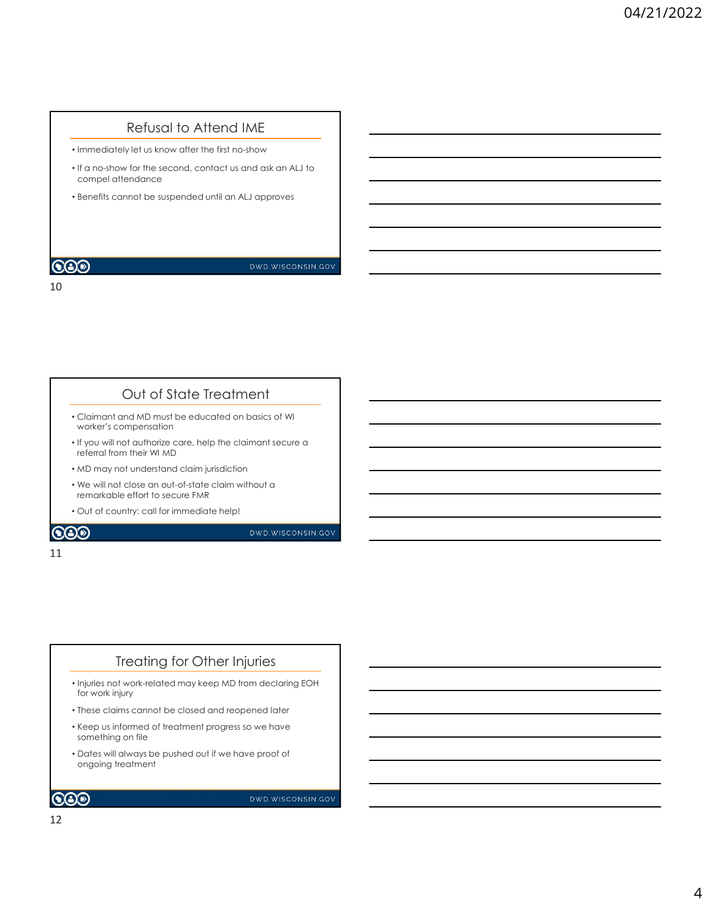## Refusal to Attend IME

- Immediately let us know after the first no-show
- If a no-show for the second, contact us and ask an ALJ to compel attendance
- Benefits cannot be suspended until an ALJ approves

## Out of State Treatment

- Claimant and MD must be educated on basics of WI worker's compensation
- If you will not authorize care, help the claimant secure a referral from their WI MD
- MD may not understand claim jurisdiction
- We will not close an out-of-state claim without a remarkable effort to secure FMR
- Out of country: call for immediate help!

## Treating for Other Injuries

- Injuries not work-related may keep MD from declaring EOH for work injury
- These claims cannot be closed and reopened later
- Keep us informed of treatment progress so we have something on file
- Dates will always be pushed out if we have proof of ongoing treatment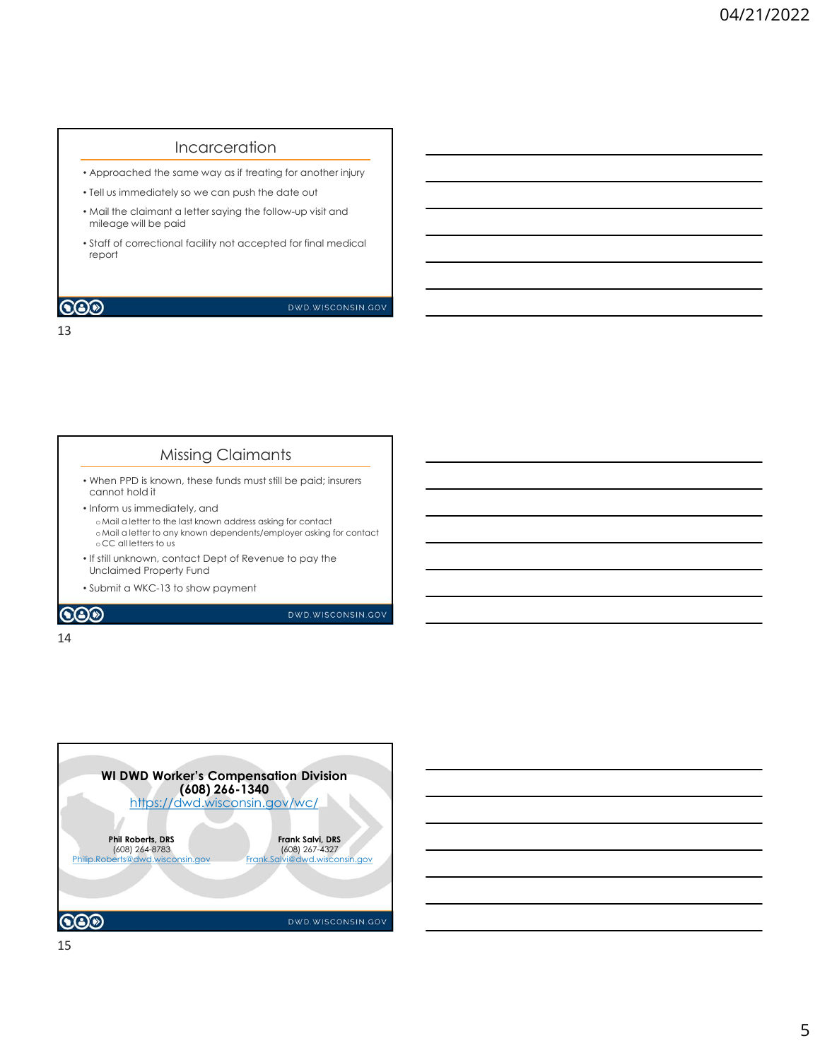## Incarceration

- Approached the same way as if treating for another injury
- Tell us immediately so we can push the date out
- Mail the claimant a letter saying the follow-up visit and mileage will be paid
- Staff of correctional facility not accepted for final medical report

DWD.WISCONSIN.GOV

## Missing Claimants

- When PPD is known, these funds must still be paid; insurers cannot hold it
- Inform us immediately, and
  - Mail a letter to the last known address asking for contact
  - Mail a letter to any known dependents/employer asking for contact
  - CC all letters to us
- If still unknown, contact Dept of Revenue to pay the Unclaimed Property Fund
- Submit a WKC-13 to show payment

DWD.WISCONSIN.GOV

**WI DWD Worker's Compensation Division**
**(608) 266-1340**
https://dwd.wisconsin.gov/wc/

**Phil Roberts, DRS**
(608) 264-8783
Philip.Roberts@dwd.wisconsin.gov

**Frank Salvi, DRS**
(608) 267-4327
Frank.Salvi@dwd.wisconsin.gov

DWD.WISCONSIN.GOV